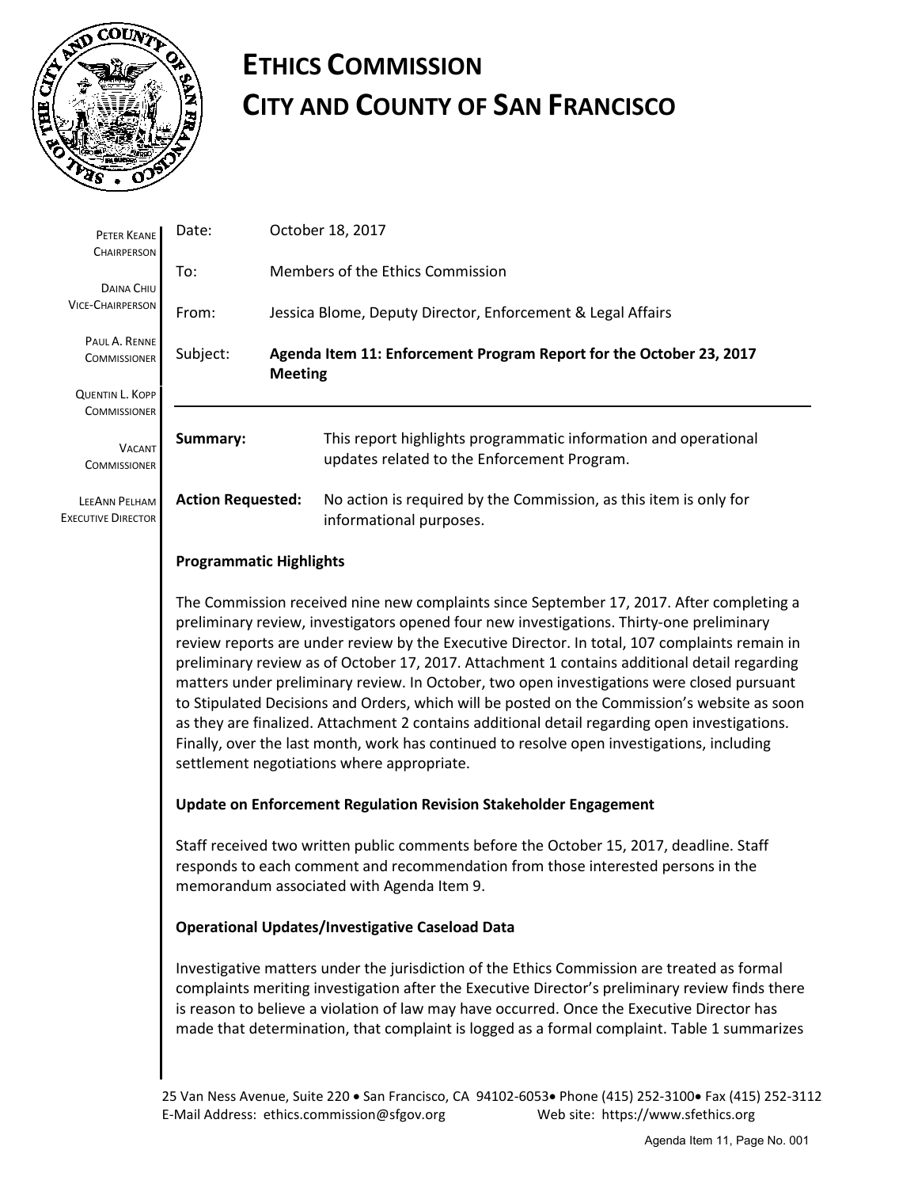# ETHICS COMMISSION
# CITY AND COUNTY OF SAN FRANCISCO

PETER KEANE
CHAIRPERSON

DAINA CHIU
VICE-CHAIRPERSON

PAUL A. RENNE
COMMISSIONER

QUENTIN L. KOPP
COMMISSIONER

VACANT
COMMISSIONER

LEEANN PELHAM
EXECUTIVE DIRECTOR

| | |
|---|---|
| Date: | October 18, 2017 |
| To: | Members of the Ethics Commission |
| From: | Jessica Blome, Deputy Director, Enforcement & Legal Affairs |
| Subject: | **Agenda Item 11: Enforcement Program Report for the October 23, 2017 Meeting** |

**Summary:** This report highlights programmatic information and operational updates related to the Enforcement Program.

**Action Requested:** No action is required by the Commission, as this item is only for informational purposes.

**Programmatic Highlights**

The Commission received nine new complaints since September 17, 2017. After completing a preliminary review, investigators opened four new investigations. Thirty-one preliminary review reports are under review by the Executive Director. In total, 107 complaints remain in preliminary review as of October 17, 2017. Attachment 1 contains additional detail regarding matters under preliminary review. In October, two open investigations were closed pursuant to Stipulated Decisions and Orders, which will be posted on the Commission's website as soon as they are finalized. Attachment 2 contains additional detail regarding open investigations. Finally, over the last month, work has continued to resolve open investigations, including settlement negotiations where appropriate.

**Update on Enforcement Regulation Revision Stakeholder Engagement**

Staff received two written public comments before the October 15, 2017, deadline. Staff responds to each comment and recommendation from those interested persons in the memorandum associated with Agenda Item 9.

**Operational Updates/Investigative Caseload Data**

Investigative matters under the jurisdiction of the Ethics Commission are treated as formal complaints meriting investigation after the Executive Director's preliminary review finds there is reason to believe a violation of law may have occurred. Once the Executive Director has made that determination, that complaint is logged as a formal complaint. Table 1 summarizes

25 Van Ness Avenue, Suite 220 • San Francisco, CA 94102-6053 • Phone (415) 252-3100 • Fax (415) 252-3112
E-Mail Address: ethics.commission@sfgov.org Web site: https://www.sfethics.org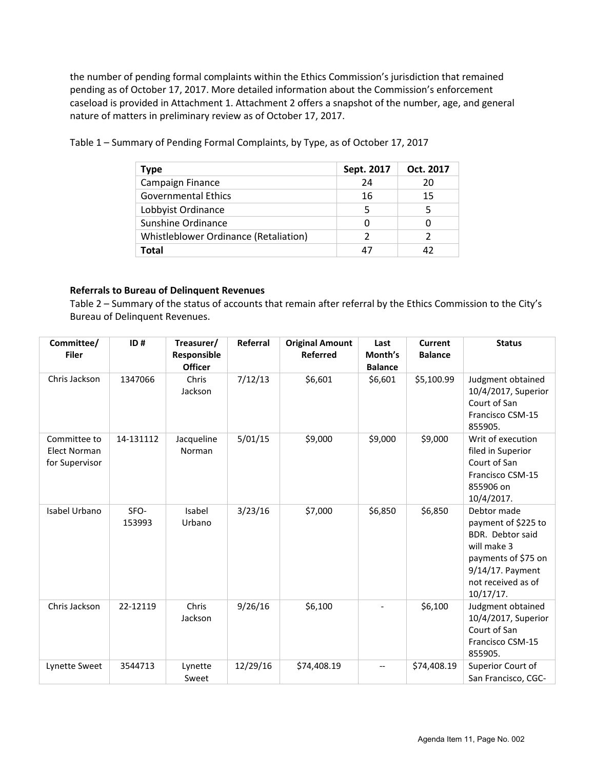the number of pending formal complaints within the Ethics Commission's jurisdiction that remained pending as of October 17, 2017. More detailed information about the Commission's enforcement caseload is provided in Attachment 1. Attachment 2 offers a snapshot of the number, age, and general nature of matters in preliminary review as of October 17, 2017.

Table 1 – Summary of Pending Formal Complaints, by Type, as of October 17, 2017

| Type | Sept. 2017 | Oct. 2017 |
|---|---|---|
| Campaign Finance | 24 | 20 |
| Governmental Ethics | 16 | 15 |
| Lobbyist Ordinance | 5 | 5 |
| Sunshine Ordinance | 0 | 0 |
| Whistleblower Ordinance (Retaliation) | 2 | 2 |
| **Total** | 47 | 42 |

**Referrals to Bureau of Delinquent Revenues**

Table 2 – Summary of the status of accounts that remain after referral by the Ethics Commission to the City's Bureau of Delinquent Revenues.

| Committee/ Filer | ID # | Treasurer/ Responsible Officer | Referral | Original Amount Referred | Last Month's Balance | Current Balance | Status |
|---|---|---|---|---|---|---|---|
| Chris Jackson | 1347066 | Chris Jackson | 7/12/13 | $6,601 | $6,601 | $5,100.99 | Judgment obtained 10/4/2017, Superior Court of San Francisco CSM-15 855905. |
| Committee to Elect Norman for Supervisor | 14-131112 | Jacqueline Norman | 5/01/15 | $9,000 | $9,000 | $9,000 | Writ of execution filed in Superior Court of San Francisco CSM-15 855906 on 10/4/2017. |
| Isabel Urbano | SFO-153993 | Isabel Urbano | 3/23/16 | $7,000 | $6,850 | $6,850 | Debtor made payment of $225 to BDR. Debtor said will make 3 payments of $75 on 9/14/17. Payment not received as of 10/17/17. |
| Chris Jackson | 22-12119 | Chris Jackson | 9/26/16 | $6,100 | - | $6,100 | Judgment obtained 10/4/2017, Superior Court of San Francisco CSM-15 855905. |
| Lynette Sweet | 3544713 | Lynette Sweet | 12/29/16 | $74,408.19 | -- | $74,408.19 | Superior Court of San Francisco, CGC- |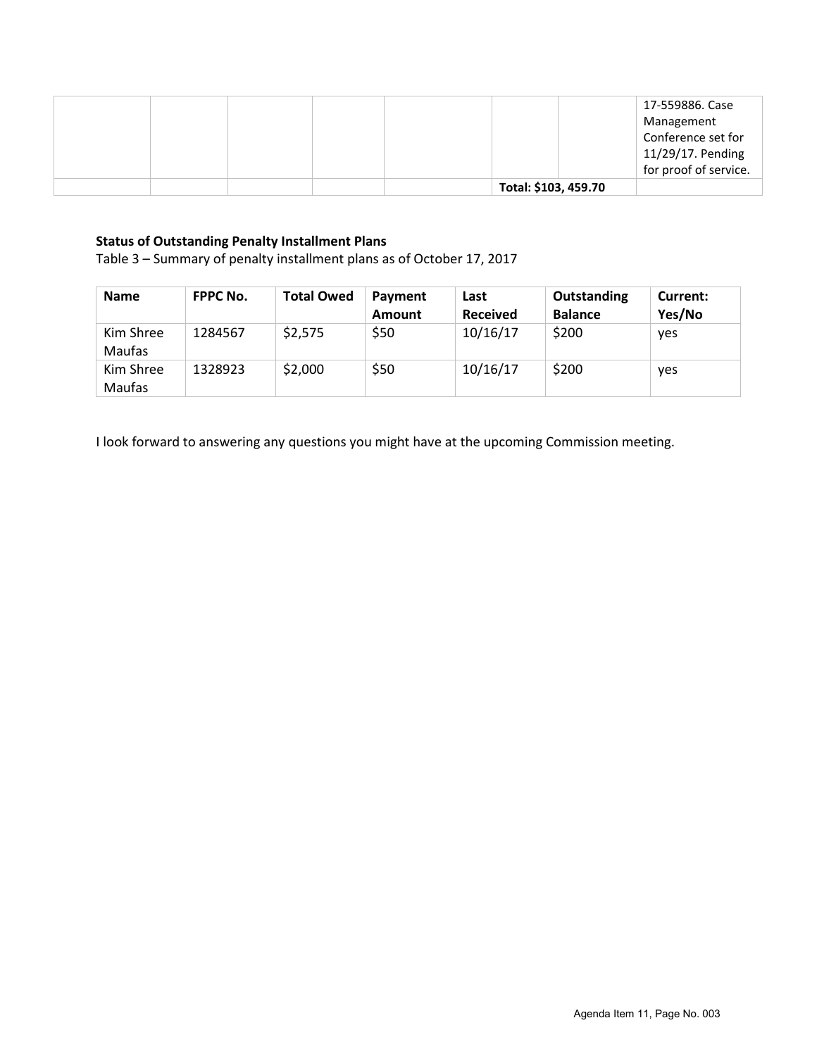| | | | | | | | |
|---|---|---|---|---|---|---|---|
| | | | | | | | 17-559886. Case Management Conference set for 11/29/17. Pending for proof of service. |
| | | | | | **Total: $103, 459.70** | | |

**Status of Outstanding Penalty Installment Plans**

Table 3 – Summary of penalty installment plans as of October 17, 2017

| Name | FPPC No. | Total Owed | Payment Amount | Last Received | Outstanding Balance | Current: Yes/No |
|---|---|---|---|---|---|---|
| Kim Shree Maufas | 1284567 | $2,575 | $50 | 10/16/17 | $200 | yes |
| Kim Shree Maufas | 1328923 | $2,000 | $50 | 10/16/17 | $200 | yes |

I look forward to answering any questions you might have at the upcoming Commission meeting.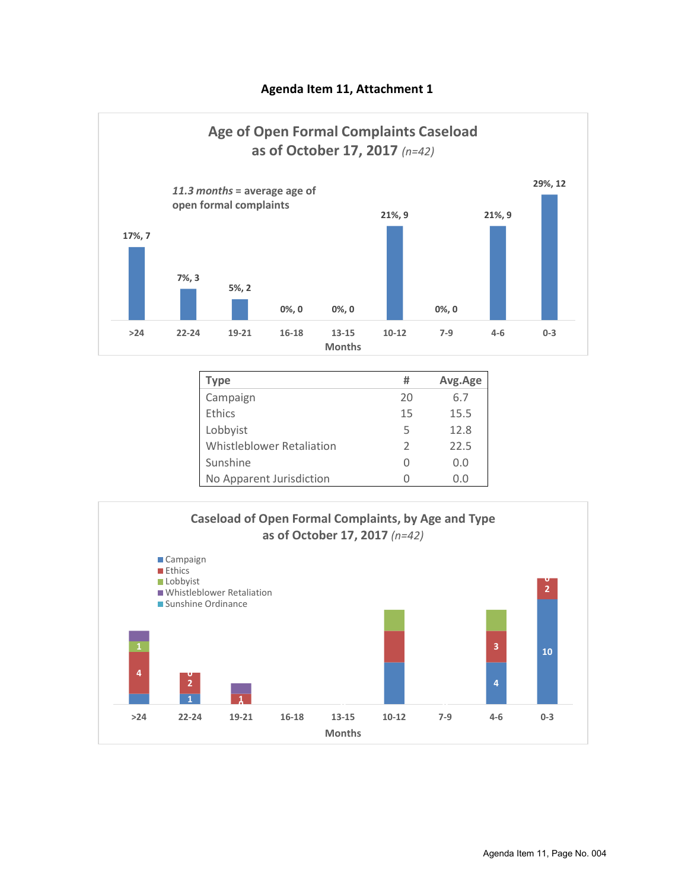**Agenda Item 11, Attachment 1**

## Age of Open Formal Complaints Caseload as of October 17, 2017 *(n=42)*

*11.3 months* = average age of open formal complaints

| Months | Percent, Count |
|---|---|
| >24 | 17%, 7 |
| 22-24 | 7%, 3 |
| 19-21 | 5%, 2 |
| 16-18 | 0%, 0 |
| 13-15 | 0%, 0 |
| 10-12 | 21%, 9 |
| 7-9 | 0%, 0 |
| 4-6 | 21%, 9 |
| 0-3 | 29%, 12 |

| Type | # | Avg.Age |
|---|---|---|
| Campaign | 20 | 6.7 |
| Ethics | 15 | 15.5 |
| Lobbyist | 5 | 12.8 |
| Whistleblower Retaliation | 2 | 22.5 |
| Sunshine | 0 | 0.0 |
| No Apparent Jurisdiction | 0 | 0.0 |

## Caseload of Open Formal Complaints, by Age and Type as of October 17, 2017 *(n=42)*

Legend: Campaign, Ethics, Lobbyist, Whistleblower Retaliation, Sunshine Ordinance

Labeled values visible in chart (Months):

- >24: Ethics 4, Lobbyist 1
- 22-24: Campaign 1, Ethics 2, 0
- 19-21: 1, 0
- 16-18
- 13-15
- 10-12
- 7-9
- 4-6: Campaign 4, Ethics 3
- 0-3: Campaign 10, Ethics 2, 0

Months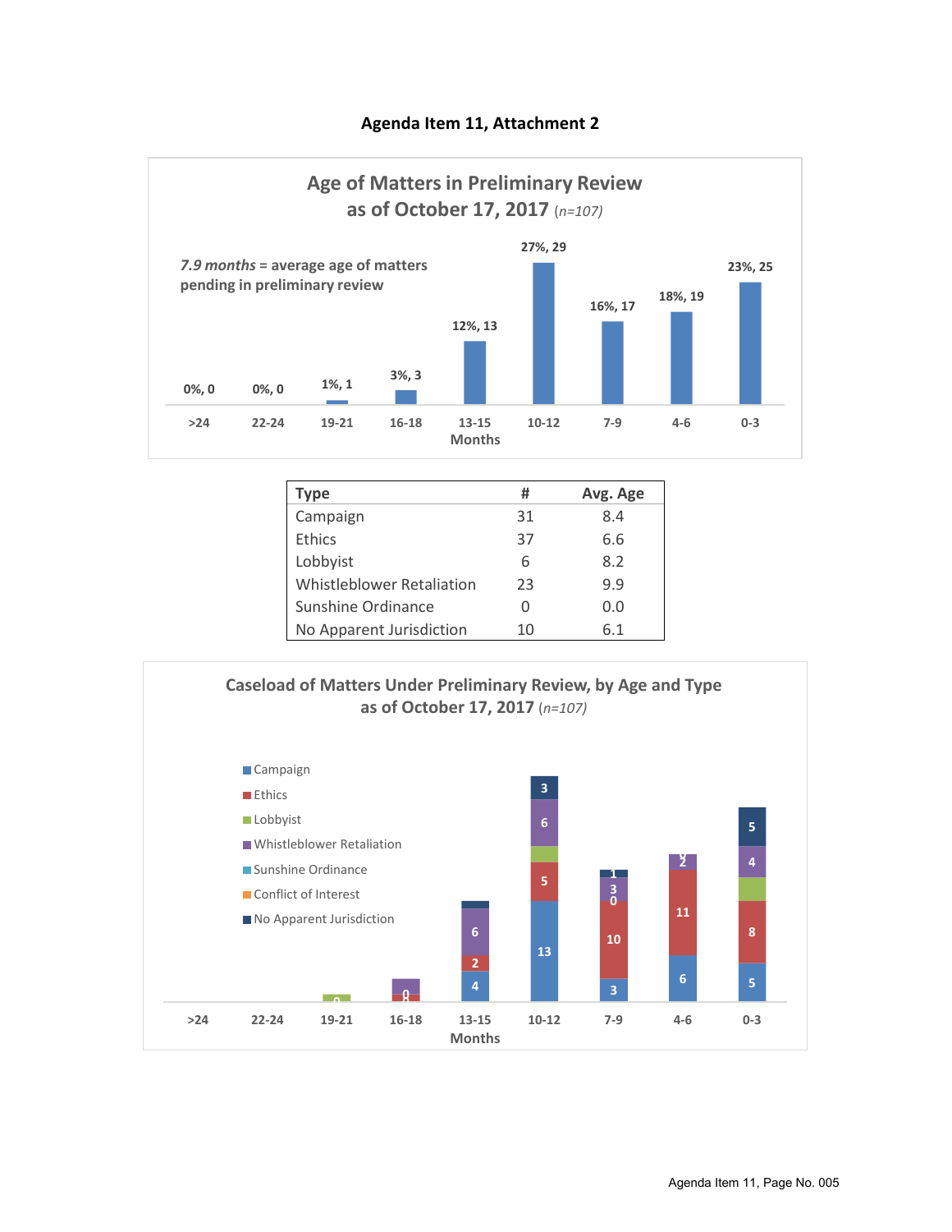**Agenda Item 11, Attachment 2**

Age of Matters in Preliminary Review
as of October 17, 2017 (*n=107*)

*7.9 months* = average age of matters pending in preliminary review

0%, 0
0%, 0
1%, 1
3%, 3
12%, 13
27%, 29
16%, 17
18%, 19
23%, 25

>24
22-24
19-21
16-18
13-15
10-12
7-9
4-6
0-3

Months

| Type | # | Avg. Age |
|---|---|---|
| Campaign | 31 | 8.4 |
| Ethics | 37 | 6.6 |
| Lobbyist | 6 | 8.2 |
| Whistleblower Retaliation | 23 | 9.9 |
| Sunshine Ordinance | 0 | 0.0 |
| No Apparent Jurisdiction | 10 | 6.1 |

Caseload of Matters Under Preliminary Review, by Age and Type
as of October 17, 2017 (*n=107*)

Campaign
Ethics
Lobbyist
Whistleblower Retaliation
Sunshine Ordinance
Conflict of Interest
No Apparent Jurisdiction

0
0
0
4
2
6
13
5
6
3
3
10
0
3
1
6
11
2
5
8
4
5

>24
22-24
19-21
16-18
13-15
10-12
7-9
4-6
0-3

Months